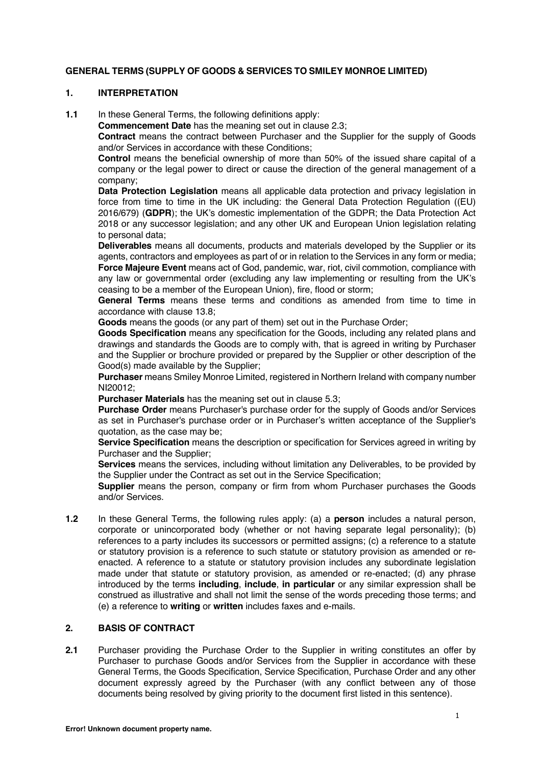# GENERAL TERMS (SUPPLY OF GOODS & SERVICES TO SMILEY MONROE LIMITED)

## 1. INTERPRETATION

**1.1** In these General Terms, the following definitions apply:

**Commencement Date** has the meaning set out in clause 2.3;

**Contract** means the contract between Purchaser and the Supplier for the supply of Goods and/or Services in accordance with these Conditions;

**Control** means the beneficial ownership of more than 50% of the issued share capital of a company or the legal power to direct or cause the direction of the general management of a company;

**Data Protection Legislation** means all applicable data protection and privacy legislation in force from time to time in the UK including: the General Data Protection Regulation ((EU) 2016/679) (**GDPR**); the UK's domestic implementation of the GDPR; the Data Protection Act 2018 or any successor legislation; and any other UK and European Union legislation relating to personal data;

**Deliverables** means all documents, products and materials developed by the Supplier or its agents, contractors and employees as part of or in relation to the Services in any form or media;

**Force Majeure Event** means act of God, pandemic, war, riot, civil commotion, compliance with any law or governmental order (excluding any law implementing or resulting from the UK's ceasing to be a member of the European Union), fire, flood or storm;

**General Terms** means these terms and conditions as amended from time to time in accordance with clause 13.8;

**Goods** means the goods (or any part of them) set out in the Purchase Order;

**Goods Specification** means any specification for the Goods, including any related plans and drawings and standards the Goods are to comply with, that is agreed in writing by Purchaser and the Supplier or brochure provided or prepared by the Supplier or other description of the Good(s) made available by the Supplier;

**Purchaser** means Smiley Monroe Limited, registered in Northern Ireland with company number NI20012;

**Purchaser Materials** has the meaning set out in clause 5.3;

**Purchase Order** means Purchaser's purchase order for the supply of Goods and/or Services as set in Purchaser's purchase order or in Purchaser's written acceptance of the Supplier's quotation, as the case may be;

**Service Specification** means the description or specification for Services agreed in writing by Purchaser and the Supplier;

**Services** means the services, including without limitation any Deliverables, to be provided by the Supplier under the Contract as set out in the Service Specification;

**Supplier** means the person, company or firm from whom Purchaser purchases the Goods and/or Services.

**1.2** In these General Terms, the following rules apply: (a) a **person** includes a natural person, corporate or unincorporated body (whether or not having separate legal personality); (b) references to a party includes its successors or permitted assigns; (c) a reference to a statute or statutory provision is a reference to such statute or statutory provision as amended or re-enacted. A reference to a statute or statutory provision includes any subordinate legislation made under that statute or statutory provision, as amended or re-enacted; (d) any phrase introduced by the terms **including**, **include**, **in particular** or any similar expression shall be construed as illustrative and shall not limit the sense of the words preceding those terms; and (e) a reference to **writing** or **written** includes faxes and e-mails.

## 2. BASIS OF CONTRACT

**2.1** Purchaser providing the Purchase Order to the Supplier in writing constitutes an offer by Purchaser to purchase Goods and/or Services from the Supplier in accordance with these General Terms, the Goods Specification, Service Specification, Purchase Order and any other document expressly agreed by the Purchaser (with any conflict between any of those documents being resolved by giving priority to the document first listed in this sentence).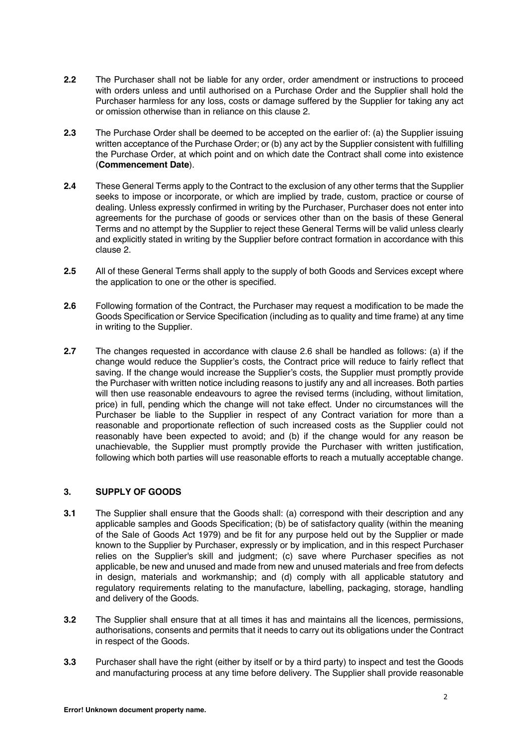**2.2** The Purchaser shall not be liable for any order, order amendment or instructions to proceed with orders unless and until authorised on a Purchase Order and the Supplier shall hold the Purchaser harmless for any loss, costs or damage suffered by the Supplier for taking any act or omission otherwise than in reliance on this clause 2.

**2.3** The Purchase Order shall be deemed to be accepted on the earlier of: (a) the Supplier issuing written acceptance of the Purchase Order; or (b) any act by the Supplier consistent with fulfilling the Purchase Order, at which point and on which date the Contract shall come into existence (**Commencement Date**).

**2.4** These General Terms apply to the Contract to the exclusion of any other terms that the Supplier seeks to impose or incorporate, or which are implied by trade, custom, practice or course of dealing. Unless expressly confirmed in writing by the Purchaser, Purchaser does not enter into agreements for the purchase of goods or services other than on the basis of these General Terms and no attempt by the Supplier to reject these General Terms will be valid unless clearly and explicitly stated in writing by the Supplier before contract formation in accordance with this clause 2.

**2.5** All of these General Terms shall apply to the supply of both Goods and Services except where the application to one or the other is specified.

**2.6** Following formation of the Contract, the Purchaser may request a modification to be made the Goods Specification or Service Specification (including as to quality and time frame) at any time in writing to the Supplier.

**2.7** The changes requested in accordance with clause 2.6 shall be handled as follows: (a) if the change would reduce the Supplier's costs, the Contract price will reduce to fairly reflect that saving. If the change would increase the Supplier's costs, the Supplier must promptly provide the Purchaser with written notice including reasons to justify any and all increases. Both parties will then use reasonable endeavours to agree the revised terms (including, without limitation, price) in full, pending which the change will not take effect. Under no circumstances will the Purchaser be liable to the Supplier in respect of any Contract variation for more than a reasonable and proportionate reflection of such increased costs as the Supplier could not reasonably have been expected to avoid; and (b) if the change would for any reason be unachievable, the Supplier must promptly provide the Purchaser with written justification, following which both parties will use reasonable efforts to reach a mutually acceptable change.

## 3. SUPPLY OF GOODS

**3.1** The Supplier shall ensure that the Goods shall: (a) correspond with their description and any applicable samples and Goods Specification; (b) be of satisfactory quality (within the meaning of the Sale of Goods Act 1979) and be fit for any purpose held out by the Supplier or made known to the Supplier by Purchaser, expressly or by implication, and in this respect Purchaser relies on the Supplier's skill and judgment; (c) save where Purchaser specifies as not applicable, be new and unused and made from new and unused materials and free from defects in design, materials and workmanship; and (d) comply with all applicable statutory and regulatory requirements relating to the manufacture, labelling, packaging, storage, handling and delivery of the Goods.

**3.2** The Supplier shall ensure that at all times it has and maintains all the licences, permissions, authorisations, consents and permits that it needs to carry out its obligations under the Contract in respect of the Goods.

**3.3** Purchaser shall have the right (either by itself or by a third party) to inspect and test the Goods and manufacturing process at any time before delivery. The Supplier shall provide reasonable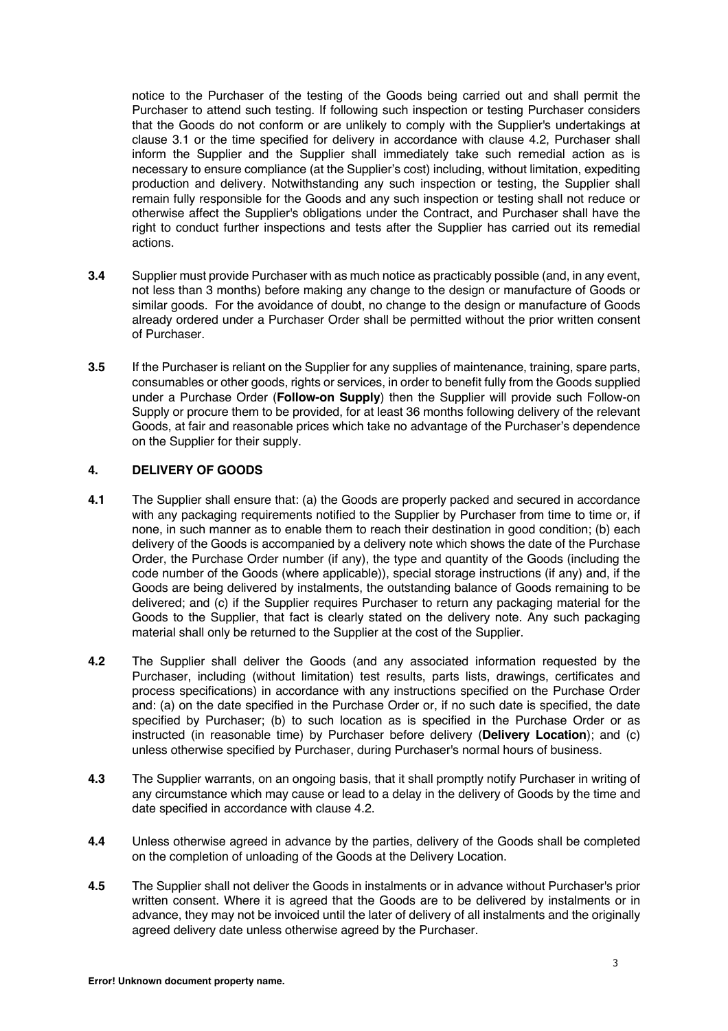notice to the Purchaser of the testing of the Goods being carried out and shall permit the Purchaser to attend such testing. If following such inspection or testing Purchaser considers that the Goods do not conform or are unlikely to comply with the Supplier's undertakings at clause 3.1 or the time specified for delivery in accordance with clause 4.2, Purchaser shall inform the Supplier and the Supplier shall immediately take such remedial action as is necessary to ensure compliance (at the Supplier's cost) including, without limitation, expediting production and delivery. Notwithstanding any such inspection or testing, the Supplier shall remain fully responsible for the Goods and any such inspection or testing shall not reduce or otherwise affect the Supplier's obligations under the Contract, and Purchaser shall have the right to conduct further inspections and tests after the Supplier has carried out its remedial actions.

**3.4** Supplier must provide Purchaser with as much notice as practicably possible (and, in any event, not less than 3 months) before making any change to the design or manufacture of Goods or similar goods. For the avoidance of doubt, no change to the design or manufacture of Goods already ordered under a Purchaser Order shall be permitted without the prior written consent of Purchaser.

**3.5** If the Purchaser is reliant on the Supplier for any supplies of maintenance, training, spare parts, consumables or other goods, rights or services, in order to benefit fully from the Goods supplied under a Purchase Order (**Follow-on Supply**) then the Supplier will provide such Follow-on Supply or procure them to be provided, for at least 36 months following delivery of the relevant Goods, at fair and reasonable prices which take no advantage of the Purchaser's dependence on the Supplier for their supply.

## 4. DELIVERY OF GOODS

**4.1** The Supplier shall ensure that: (a) the Goods are properly packed and secured in accordance with any packaging requirements notified to the Supplier by Purchaser from time to time or, if none, in such manner as to enable them to reach their destination in good condition; (b) each delivery of the Goods is accompanied by a delivery note which shows the date of the Purchase Order, the Purchase Order number (if any), the type and quantity of the Goods (including the code number of the Goods (where applicable)), special storage instructions (if any) and, if the Goods are being delivered by instalments, the outstanding balance of Goods remaining to be delivered; and (c) if the Supplier requires Purchaser to return any packaging material for the Goods to the Supplier, that fact is clearly stated on the delivery note. Any such packaging material shall only be returned to the Supplier at the cost of the Supplier.

**4.2** The Supplier shall deliver the Goods (and any associated information requested by the Purchaser, including (without limitation) test results, parts lists, drawings, certificates and process specifications) in accordance with any instructions specified on the Purchase Order and: (a) on the date specified in the Purchase Order or, if no such date is specified, the date specified by Purchaser; (b) to such location as is specified in the Purchase Order or as instructed (in reasonable time) by Purchaser before delivery (**Delivery Location**); and (c) unless otherwise specified by Purchaser, during Purchaser's normal hours of business.

**4.3** The Supplier warrants, on an ongoing basis, that it shall promptly notify Purchaser in writing of any circumstance which may cause or lead to a delay in the delivery of Goods by the time and date specified in accordance with clause 4.2.

**4.4** Unless otherwise agreed in advance by the parties, delivery of the Goods shall be completed on the completion of unloading of the Goods at the Delivery Location.

**4.5** The Supplier shall not deliver the Goods in instalments or in advance without Purchaser's prior written consent. Where it is agreed that the Goods are to be delivered by instalments or in advance, they may not be invoiced until the later of delivery of all instalments and the originally agreed delivery date unless otherwise agreed by the Purchaser.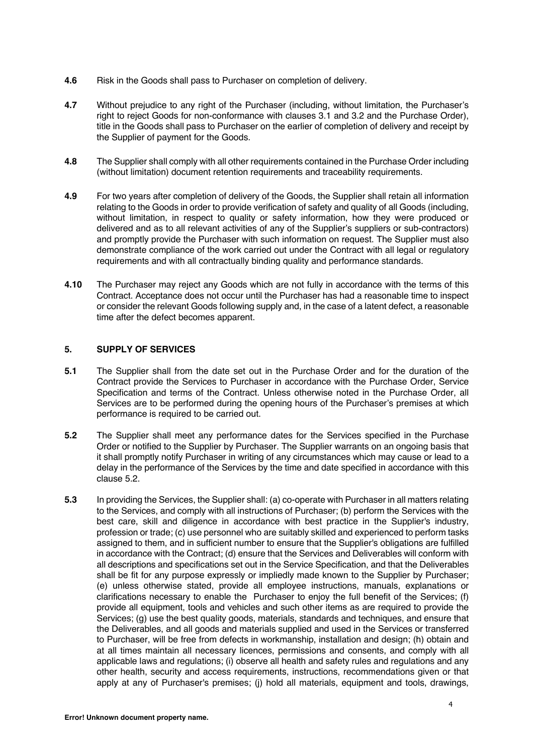**4.6** Risk in the Goods shall pass to Purchaser on completion of delivery.

**4.7** Without prejudice to any right of the Purchaser (including, without limitation, the Purchaser's right to reject Goods for non-conformance with clauses 3.1 and 3.2 and the Purchase Order), title in the Goods shall pass to Purchaser on the earlier of completion of delivery and receipt by the Supplier of payment for the Goods.

**4.8** The Supplier shall comply with all other requirements contained in the Purchase Order including (without limitation) document retention requirements and traceability requirements.

**4.9** For two years after completion of delivery of the Goods, the Supplier shall retain all information relating to the Goods in order to provide verification of safety and quality of all Goods (including, without limitation, in respect to quality or safety information, how they were produced or delivered and as to all relevant activities of any of the Supplier's suppliers or sub-contractors) and promptly provide the Purchaser with such information on request. The Supplier must also demonstrate compliance of the work carried out under the Contract with all legal or regulatory requirements and with all contractually binding quality and performance standards.

**4.10** The Purchaser may reject any Goods which are not fully in accordance with the terms of this Contract. Acceptance does not occur until the Purchaser has had a reasonable time to inspect or consider the relevant Goods following supply and, in the case of a latent defect, a reasonable time after the defect becomes apparent.

## 5. SUPPLY OF SERVICES

**5.1** The Supplier shall from the date set out in the Purchase Order and for the duration of the Contract provide the Services to Purchaser in accordance with the Purchase Order, Service Specification and terms of the Contract. Unless otherwise noted in the Purchase Order, all Services are to be performed during the opening hours of the Purchaser's premises at which performance is required to be carried out.

**5.2** The Supplier shall meet any performance dates for the Services specified in the Purchase Order or notified to the Supplier by Purchaser. The Supplier warrants on an ongoing basis that it shall promptly notify Purchaser in writing of any circumstances which may cause or lead to a delay in the performance of the Services by the time and date specified in accordance with this clause 5.2.

**5.3** In providing the Services, the Supplier shall: (a) co-operate with Purchaser in all matters relating to the Services, and comply with all instructions of Purchaser; (b) perform the Services with the best care, skill and diligence in accordance with best practice in the Supplier's industry, profession or trade; (c) use personnel who are suitably skilled and experienced to perform tasks assigned to them, and in sufficient number to ensure that the Supplier's obligations are fulfilled in accordance with the Contract; (d) ensure that the Services and Deliverables will conform with all descriptions and specifications set out in the Service Specification, and that the Deliverables shall be fit for any purpose expressly or impliedly made known to the Supplier by Purchaser; (e) unless otherwise stated, provide all employee instructions, manuals, explanations or clarifications necessary to enable the Purchaser to enjoy the full benefit of the Services; (f) provide all equipment, tools and vehicles and such other items as are required to provide the Services; (g) use the best quality goods, materials, standards and techniques, and ensure that the Deliverables, and all goods and materials supplied and used in the Services or transferred to Purchaser, will be free from defects in workmanship, installation and design; (h) obtain and at all times maintain all necessary licences, permissions and consents, and comply with all applicable laws and regulations; (i) observe all health and safety rules and regulations and any other health, security and access requirements, instructions, recommendations given or that apply at any of Purchaser's premises; (j) hold all materials, equipment and tools, drawings,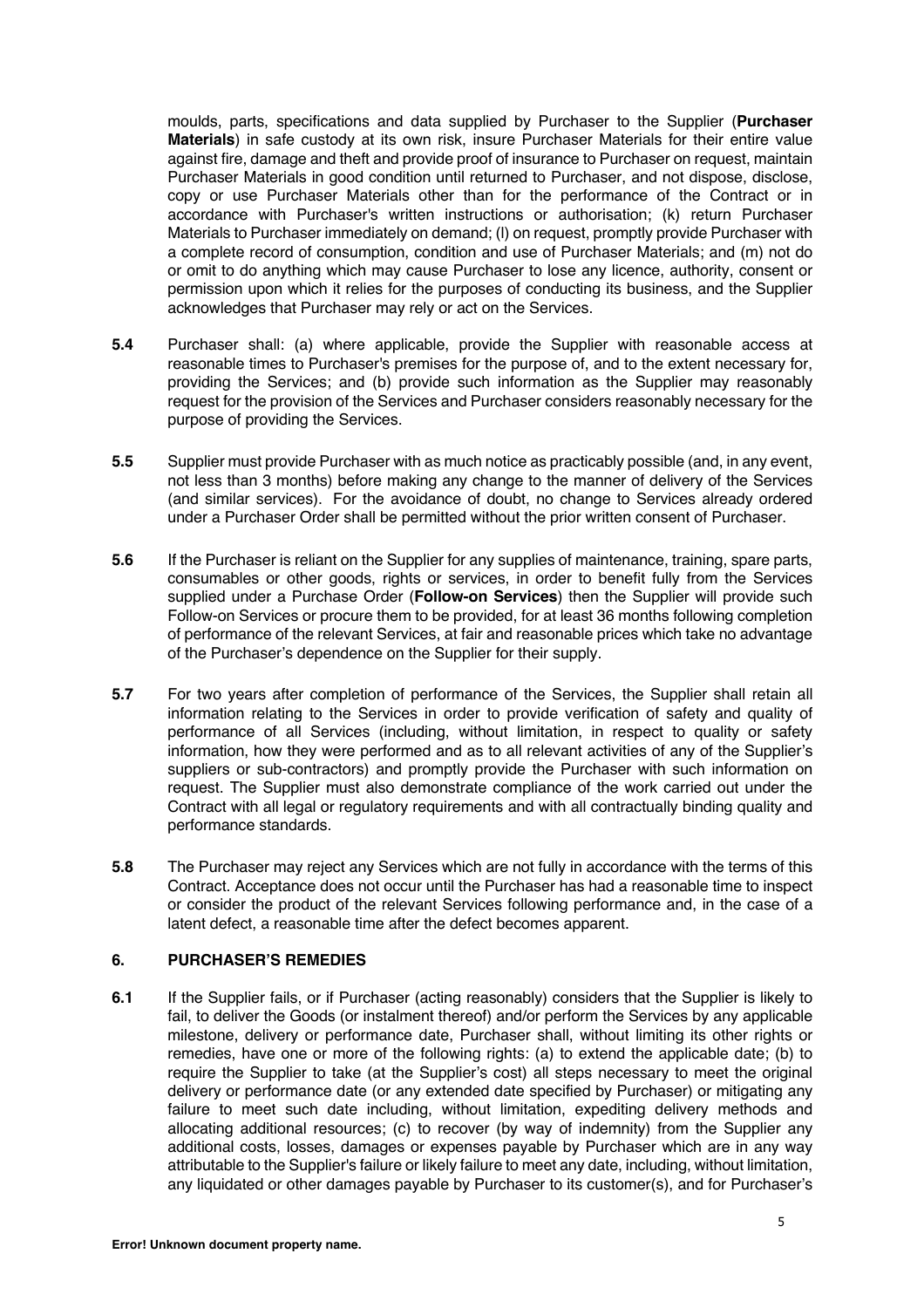moulds, parts, specifications and data supplied by Purchaser to the Supplier (**Purchaser Materials**) in safe custody at its own risk, insure Purchaser Materials for their entire value against fire, damage and theft and provide proof of insurance to Purchaser on request, maintain Purchaser Materials in good condition until returned to Purchaser, and not dispose, disclose, copy or use Purchaser Materials other than for the performance of the Contract or in accordance with Purchaser's written instructions or authorisation; (k) return Purchaser Materials to Purchaser immediately on demand; (l) on request, promptly provide Purchaser with a complete record of consumption, condition and use of Purchaser Materials; and (m) not do or omit to do anything which may cause Purchaser to lose any licence, authority, consent or permission upon which it relies for the purposes of conducting its business, and the Supplier acknowledges that Purchaser may rely or act on the Services.

**5.4** Purchaser shall: (a) where applicable, provide the Supplier with reasonable access at reasonable times to Purchaser's premises for the purpose of, and to the extent necessary for, providing the Services; and (b) provide such information as the Supplier may reasonably request for the provision of the Services and Purchaser considers reasonably necessary for the purpose of providing the Services.

**5.5** Supplier must provide Purchaser with as much notice as practicably possible (and, in any event, not less than 3 months) before making any change to the manner of delivery of the Services (and similar services). For the avoidance of doubt, no change to Services already ordered under a Purchaser Order shall be permitted without the prior written consent of Purchaser.

**5.6** If the Purchaser is reliant on the Supplier for any supplies of maintenance, training, spare parts, consumables or other goods, rights or services, in order to benefit fully from the Services supplied under a Purchase Order (**Follow-on Services**) then the Supplier will provide such Follow-on Services or procure them to be provided, for at least 36 months following completion of performance of the relevant Services, at fair and reasonable prices which take no advantage of the Purchaser's dependence on the Supplier for their supply.

**5.7** For two years after completion of performance of the Services, the Supplier shall retain all information relating to the Services in order to provide verification of safety and quality of performance of all Services (including, without limitation, in respect to quality or safety information, how they were performed and as to all relevant activities of any of the Supplier's suppliers or sub-contractors) and promptly provide the Purchaser with such information on request. The Supplier must also demonstrate compliance of the work carried out under the Contract with all legal or regulatory requirements and with all contractually binding quality and performance standards.

**5.8** The Purchaser may reject any Services which are not fully in accordance with the terms of this Contract. Acceptance does not occur until the Purchaser has had a reasonable time to inspect or consider the product of the relevant Services following performance and, in the case of a latent defect, a reasonable time after the defect becomes apparent.

## 6. PURCHASER'S REMEDIES

**6.1** If the Supplier fails, or if Purchaser (acting reasonably) considers that the Supplier is likely to fail, to deliver the Goods (or instalment thereof) and/or perform the Services by any applicable milestone, delivery or performance date, Purchaser shall, without limiting its other rights or remedies, have one or more of the following rights: (a) to extend the applicable date; (b) to require the Supplier to take (at the Supplier's cost) all steps necessary to meet the original delivery or performance date (or any extended date specified by Purchaser) or mitigating any failure to meet such date including, without limitation, expediting delivery methods and allocating additional resources; (c) to recover (by way of indemnity) from the Supplier any additional costs, losses, damages or expenses payable by Purchaser which are in any way attributable to the Supplier's failure or likely failure to meet any date, including, without limitation, any liquidated or other damages payable by Purchaser to its customer(s), and for Purchaser's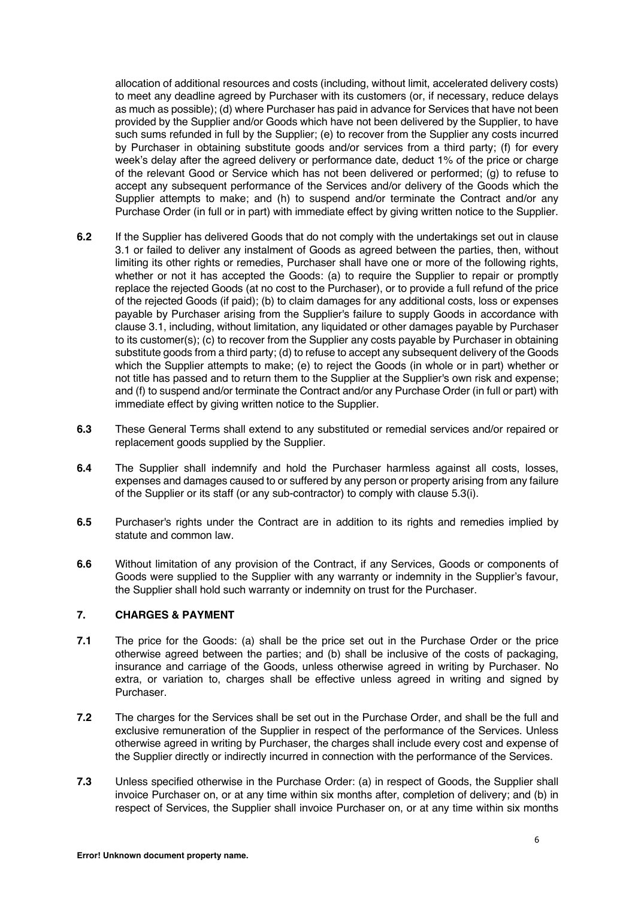allocation of additional resources and costs (including, without limit, accelerated delivery costs) to meet any deadline agreed by Purchaser with its customers (or, if necessary, reduce delays as much as possible); (d) where Purchaser has paid in advance for Services that have not been provided by the Supplier and/or Goods which have not been delivered by the Supplier, to have such sums refunded in full by the Supplier; (e) to recover from the Supplier any costs incurred by Purchaser in obtaining substitute goods and/or services from a third party; (f) for every week's delay after the agreed delivery or performance date, deduct 1% of the price or charge of the relevant Good or Service which has not been delivered or performed; (g) to refuse to accept any subsequent performance of the Services and/or delivery of the Goods which the Supplier attempts to make; and (h) to suspend and/or terminate the Contract and/or any Purchase Order (in full or in part) with immediate effect by giving written notice to the Supplier.

**6.2** If the Supplier has delivered Goods that do not comply with the undertakings set out in clause 3.1 or failed to deliver any instalment of Goods as agreed between the parties, then, without limiting its other rights or remedies, Purchaser shall have one or more of the following rights, whether or not it has accepted the Goods: (a) to require the Supplier to repair or promptly replace the rejected Goods (at no cost to the Purchaser), or to provide a full refund of the price of the rejected Goods (if paid); (b) to claim damages for any additional costs, loss or expenses payable by Purchaser arising from the Supplier's failure to supply Goods in accordance with clause 3.1, including, without limitation, any liquidated or other damages payable by Purchaser to its customer(s); (c) to recover from the Supplier any costs payable by Purchaser in obtaining substitute goods from a third party; (d) to refuse to accept any subsequent delivery of the Goods which the Supplier attempts to make; (e) to reject the Goods (in whole or in part) whether or not title has passed and to return them to the Supplier at the Supplier's own risk and expense; and (f) to suspend and/or terminate the Contract and/or any Purchase Order (in full or part) with immediate effect by giving written notice to the Supplier.

**6.3** These General Terms shall extend to any substituted or remedial services and/or repaired or replacement goods supplied by the Supplier.

**6.4** The Supplier shall indemnify and hold the Purchaser harmless against all costs, losses, expenses and damages caused to or suffered by any person or property arising from any failure of the Supplier or its staff (or any sub-contractor) to comply with clause 5.3(i).

**6.5** Purchaser's rights under the Contract are in addition to its rights and remedies implied by statute and common law.

**6.6** Without limitation of any provision of the Contract, if any Services, Goods or components of Goods were supplied to the Supplier with any warranty or indemnity in the Supplier's favour, the Supplier shall hold such warranty or indemnity on trust for the Purchaser.

## 7. CHARGES & PAYMENT

**7.1** The price for the Goods: (a) shall be the price set out in the Purchase Order or the price otherwise agreed between the parties; and (b) shall be inclusive of the costs of packaging, insurance and carriage of the Goods, unless otherwise agreed in writing by Purchaser. No extra, or variation to, charges shall be effective unless agreed in writing and signed by Purchaser.

**7.2** The charges for the Services shall be set out in the Purchase Order, and shall be the full and exclusive remuneration of the Supplier in respect of the performance of the Services. Unless otherwise agreed in writing by Purchaser, the charges shall include every cost and expense of the Supplier directly or indirectly incurred in connection with the performance of the Services.

**7.3** Unless specified otherwise in the Purchase Order: (a) in respect of Goods, the Supplier shall invoice Purchaser on, or at any time within six months after, completion of delivery; and (b) in respect of Services, the Supplier shall invoice Purchaser on, or at any time within six months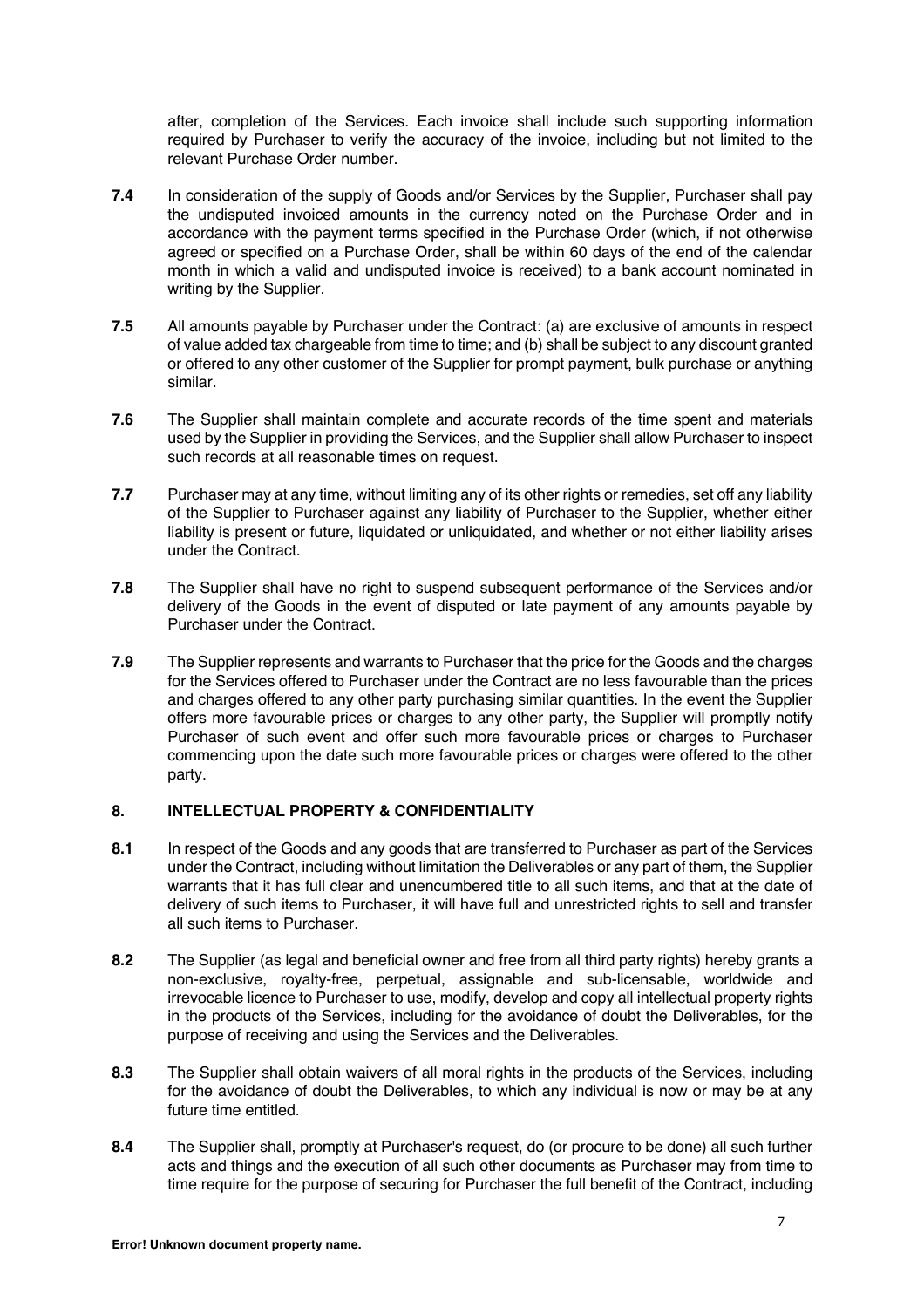after, completion of the Services. Each invoice shall include such supporting information required by Purchaser to verify the accuracy of the invoice, including but not limited to the relevant Purchase Order number.

**7.4** In consideration of the supply of Goods and/or Services by the Supplier, Purchaser shall pay the undisputed invoiced amounts in the currency noted on the Purchase Order and in accordance with the payment terms specified in the Purchase Order (which, if not otherwise agreed or specified on a Purchase Order, shall be within 60 days of the end of the calendar month in which a valid and undisputed invoice is received) to a bank account nominated in writing by the Supplier.

**7.5** All amounts payable by Purchaser under the Contract: (a) are exclusive of amounts in respect of value added tax chargeable from time to time; and (b) shall be subject to any discount granted or offered to any other customer of the Supplier for prompt payment, bulk purchase or anything similar.

**7.6** The Supplier shall maintain complete and accurate records of the time spent and materials used by the Supplier in providing the Services, and the Supplier shall allow Purchaser to inspect such records at all reasonable times on request.

**7.7** Purchaser may at any time, without limiting any of its other rights or remedies, set off any liability of the Supplier to Purchaser against any liability of Purchaser to the Supplier, whether either liability is present or future, liquidated or unliquidated, and whether or not either liability arises under the Contract.

**7.8** The Supplier shall have no right to suspend subsequent performance of the Services and/or delivery of the Goods in the event of disputed or late payment of any amounts payable by Purchaser under the Contract.

**7.9** The Supplier represents and warrants to Purchaser that the price for the Goods and the charges for the Services offered to Purchaser under the Contract are no less favourable than the prices and charges offered to any other party purchasing similar quantities. In the event the Supplier offers more favourable prices or charges to any other party, the Supplier will promptly notify Purchaser of such event and offer such more favourable prices or charges to Purchaser commencing upon the date such more favourable prices or charges were offered to the other party.

## 8. INTELLECTUAL PROPERTY & CONFIDENTIALITY

**8.1** In respect of the Goods and any goods that are transferred to Purchaser as part of the Services under the Contract, including without limitation the Deliverables or any part of them, the Supplier warrants that it has full clear and unencumbered title to all such items, and that at the date of delivery of such items to Purchaser, it will have full and unrestricted rights to sell and transfer all such items to Purchaser.

**8.2** The Supplier (as legal and beneficial owner and free from all third party rights) hereby grants a non-exclusive, royalty-free, perpetual, assignable and sub-licensable, worldwide and irrevocable licence to Purchaser to use, modify, develop and copy all intellectual property rights in the products of the Services, including for the avoidance of doubt the Deliverables, for the purpose of receiving and using the Services and the Deliverables.

**8.3** The Supplier shall obtain waivers of all moral rights in the products of the Services, including for the avoidance of doubt the Deliverables, to which any individual is now or may be at any future time entitled.

**8.4** The Supplier shall, promptly at Purchaser's request, do (or procure to be done) all such further acts and things and the execution of all such other documents as Purchaser may from time to time require for the purpose of securing for Purchaser the full benefit of the Contract, including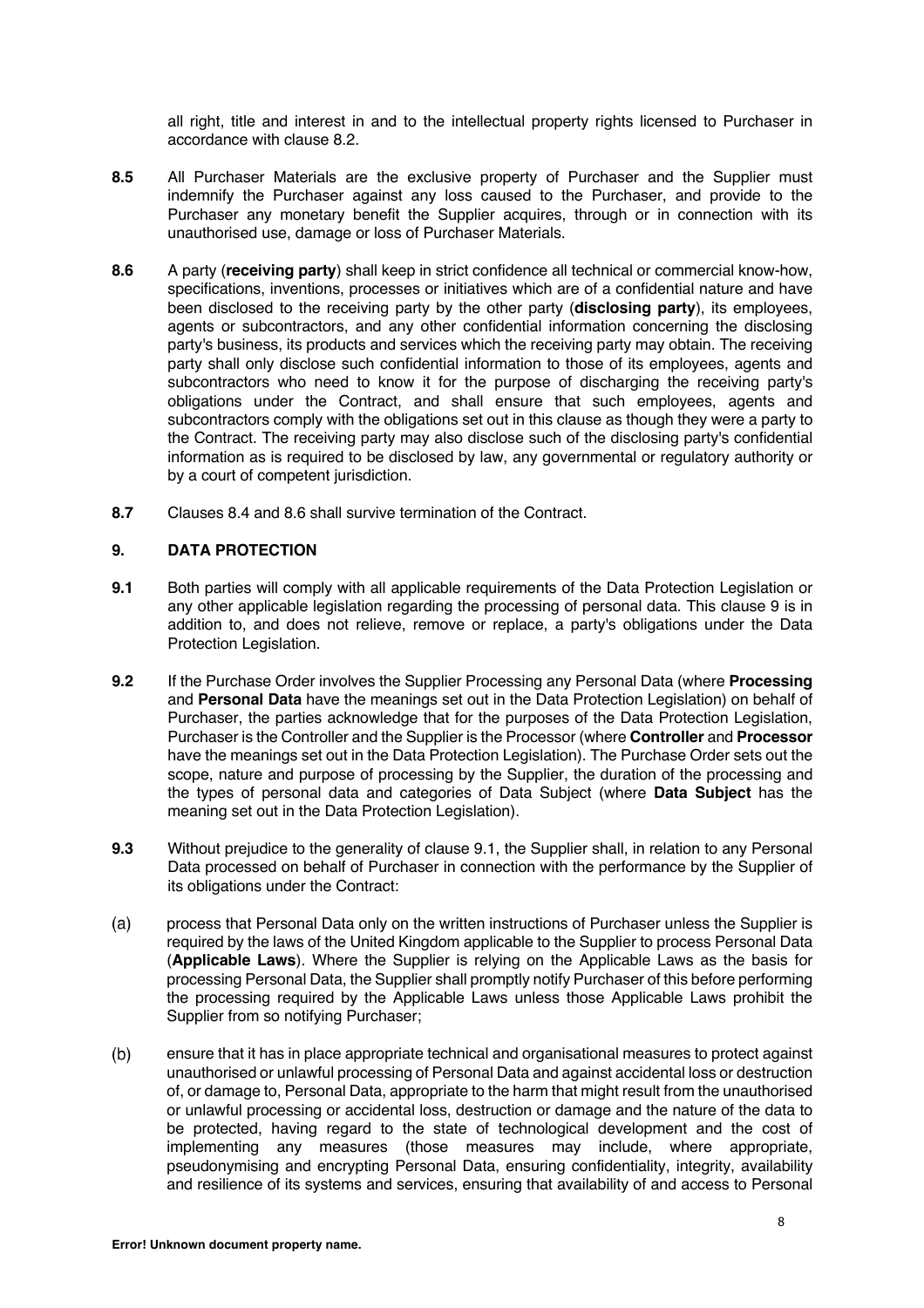all right, title and interest in and to the intellectual property rights licensed to Purchaser in accordance with clause 8.2.

**8.5** All Purchaser Materials are the exclusive property of Purchaser and the Supplier must indemnify the Purchaser against any loss caused to the Purchaser, and provide to the Purchaser any monetary benefit the Supplier acquires, through or in connection with its unauthorised use, damage or loss of Purchaser Materials.

**8.6** A party (**receiving party**) shall keep in strict confidence all technical or commercial know-how, specifications, inventions, processes or initiatives which are of a confidential nature and have been disclosed to the receiving party by the other party (**disclosing party**), its employees, agents or subcontractors, and any other confidential information concerning the disclosing party's business, its products and services which the receiving party may obtain. The receiving party shall only disclose such confidential information to those of its employees, agents and subcontractors who need to know it for the purpose of discharging the receiving party's obligations under the Contract, and shall ensure that such employees, agents and subcontractors comply with the obligations set out in this clause as though they were a party to the Contract. The receiving party may also disclose such of the disclosing party's confidential information as is required to be disclosed by law, any governmental or regulatory authority or by a court of competent jurisdiction.

**8.7** Clauses 8.4 and 8.6 shall survive termination of the Contract.

## 9. DATA PROTECTION

**9.1** Both parties will comply with all applicable requirements of the Data Protection Legislation or any other applicable legislation regarding the processing of personal data. This clause 9 is in addition to, and does not relieve, remove or replace, a party's obligations under the Data Protection Legislation.

**9.2** If the Purchase Order involves the Supplier Processing any Personal Data (where **Processing** and **Personal Data** have the meanings set out in the Data Protection Legislation) on behalf of Purchaser, the parties acknowledge that for the purposes of the Data Protection Legislation, Purchaser is the Controller and the Supplier is the Processor (where **Controller** and **Processor** have the meanings set out in the Data Protection Legislation). The Purchase Order sets out the scope, nature and purpose of processing by the Supplier, the duration of the processing and the types of personal data and categories of Data Subject (where **Data Subject** has the meaning set out in the Data Protection Legislation).

**9.3** Without prejudice to the generality of clause 9.1, the Supplier shall, in relation to any Personal Data processed on behalf of Purchaser in connection with the performance by the Supplier of its obligations under the Contract:

(a) process that Personal Data only on the written instructions of Purchaser unless the Supplier is required by the laws of the United Kingdom applicable to the Supplier to process Personal Data (**Applicable Laws**). Where the Supplier is relying on the Applicable Laws as the basis for processing Personal Data, the Supplier shall promptly notify Purchaser of this before performing the processing required by the Applicable Laws unless those Applicable Laws prohibit the Supplier from so notifying Purchaser;

(b) ensure that it has in place appropriate technical and organisational measures to protect against unauthorised or unlawful processing of Personal Data and against accidental loss or destruction of, or damage to, Personal Data, appropriate to the harm that might result from the unauthorised or unlawful processing or accidental loss, destruction or damage and the nature of the data to be protected, having regard to the state of technological development and the cost of implementing any measures (those measures may include, where appropriate, pseudonymising and encrypting Personal Data, ensuring confidentiality, integrity, availability and resilience of its systems and services, ensuring that availability of and access to Personal

**Error! Unknown document property name.**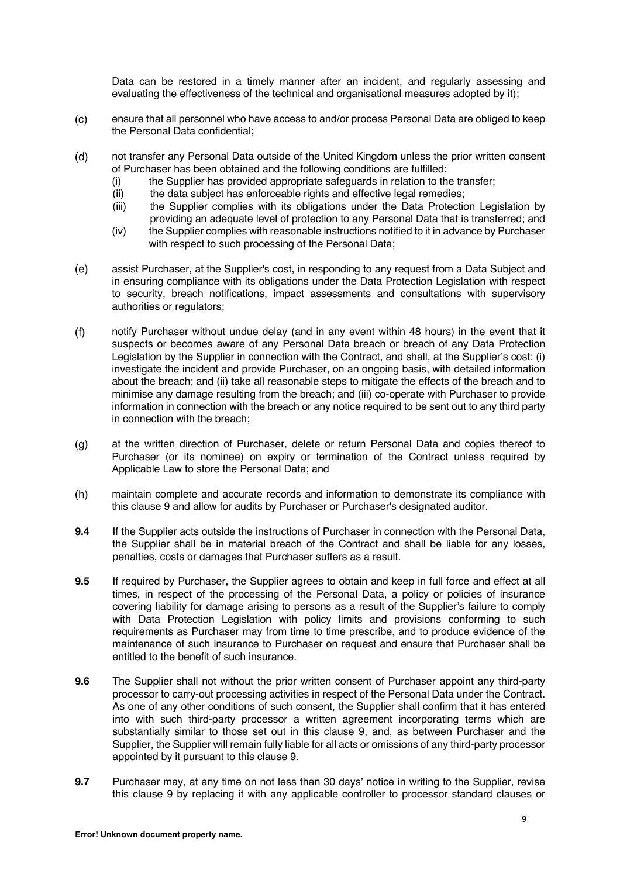Data can be restored in a timely manner after an incident, and regularly assessing and evaluating the effectiveness of the technical and organisational measures adopted by it);

(c) ensure that all personnel who have access to and/or process Personal Data are obliged to keep the Personal Data confidential;

(d) not transfer any Personal Data outside of the United Kingdom unless the prior written consent of Purchaser has been obtained and the following conditions are fulfilled:
   (i) the Supplier has provided appropriate safeguards in relation to the transfer;
   (ii) the data subject has enforceable rights and effective legal remedies;
   (iii) the Supplier complies with its obligations under the Data Protection Legislation by providing an adequate level of protection to any Personal Data that is transferred; and
   (iv) the Supplier complies with reasonable instructions notified to it in advance by Purchaser with respect to such processing of the Personal Data;

(e) assist Purchaser, at the Supplier's cost, in responding to any request from a Data Subject and in ensuring compliance with its obligations under the Data Protection Legislation with respect to security, breach notifications, impact assessments and consultations with supervisory authorities or regulators;

(f) notify Purchaser without undue delay (and in any event within 48 hours) in the event that it suspects or becomes aware of any Personal Data breach or breach of any Data Protection Legislation by the Supplier in connection with the Contract, and shall, at the Supplier's cost: (i) investigate the incident and provide Purchaser, on an ongoing basis, with detailed information about the breach; and (ii) take all reasonable steps to mitigate the effects of the breach and to minimise any damage resulting from the breach; and (iii) co-operate with Purchaser to provide information in connection with the breach or any notice required to be sent out to any third party in connection with the breach;

(g) at the written direction of Purchaser, delete or return Personal Data and copies thereof to Purchaser (or its nominee) on expiry or termination of the Contract unless required by Applicable Law to store the Personal Data; and

(h) maintain complete and accurate records and information to demonstrate its compliance with this clause 9 and allow for audits by Purchaser or Purchaser's designated auditor.

**9.4** If the Supplier acts outside the instructions of Purchaser in connection with the Personal Data, the Supplier shall be in material breach of the Contract and shall be liable for any losses, penalties, costs or damages that Purchaser suffers as a result.

**9.5** If required by Purchaser, the Supplier agrees to obtain and keep in full force and effect at all times, in respect of the processing of the Personal Data, a policy or policies of insurance covering liability for damage arising to persons as a result of the Supplier's failure to comply with Data Protection Legislation with policy limits and provisions conforming to such requirements as Purchaser may from time to time prescribe, and to produce evidence of the maintenance of such insurance to Purchaser on request and ensure that Purchaser shall be entitled to the benefit of such insurance.

**9.6** The Supplier shall not without the prior written consent of Purchaser appoint any third-party processor to carry-out processing activities in respect of the Personal Data under the Contract. As one of any other conditions of such consent, the Supplier shall confirm that it has entered into with such third-party processor a written agreement incorporating terms which are substantially similar to those set out in this clause 9, and, as between Purchaser and the Supplier, the Supplier will remain fully liable for all acts or omissions of any third-party processor appointed by it pursuant to this clause 9.

**9.7** Purchaser may, at any time on not less than 30 days' notice in writing to the Supplier, revise this clause 9 by replacing it with any applicable controller to processor standard clauses or

**Error! Unknown document property name.**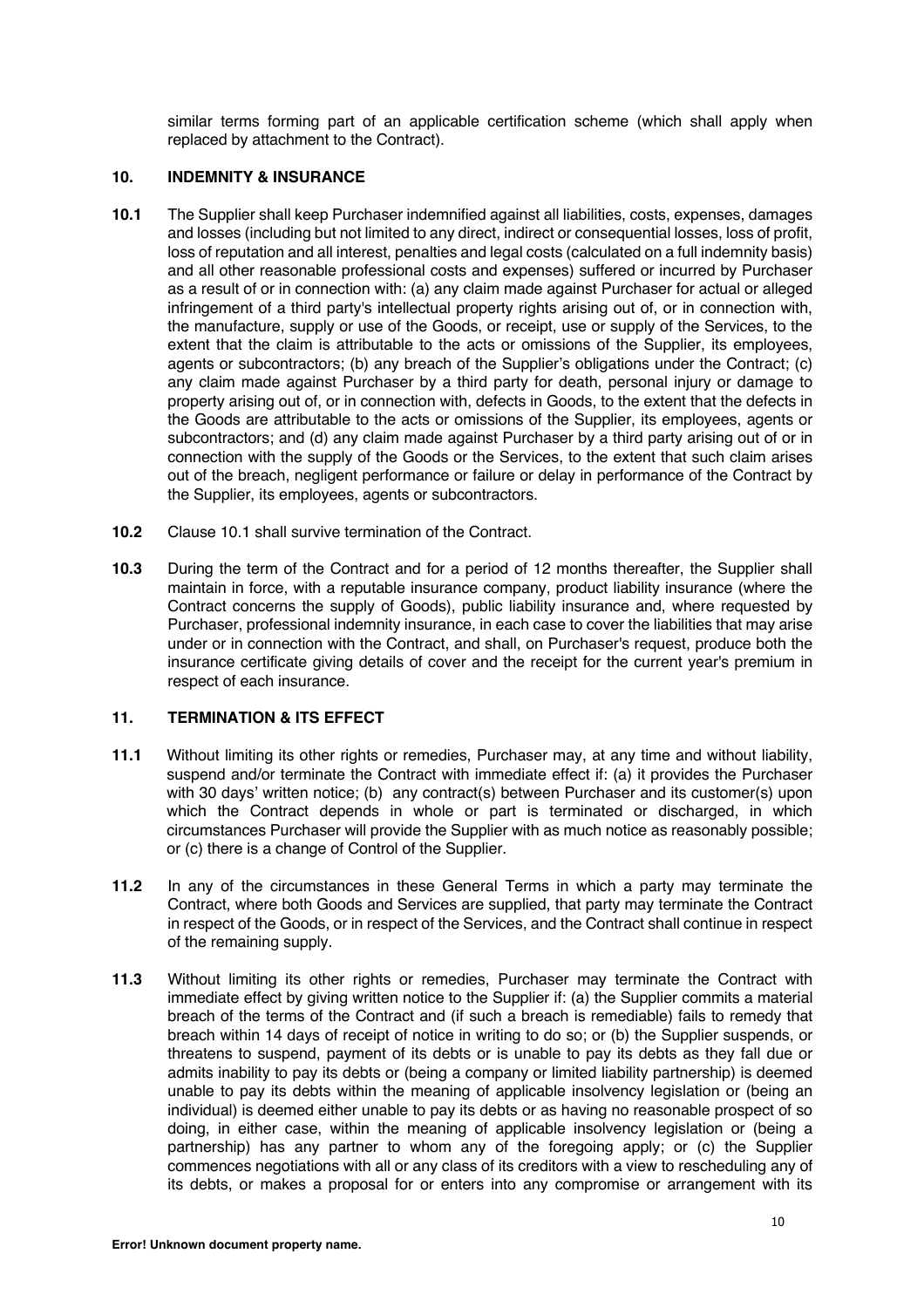similar terms forming part of an applicable certification scheme (which shall apply when replaced by attachment to the Contract).

## 10. INDEMNITY & INSURANCE

**10.1** The Supplier shall keep Purchaser indemnified against all liabilities, costs, expenses, damages and losses (including but not limited to any direct, indirect or consequential losses, loss of profit, loss of reputation and all interest, penalties and legal costs (calculated on a full indemnity basis) and all other reasonable professional costs and expenses) suffered or incurred by Purchaser as a result of or in connection with: (a) any claim made against Purchaser for actual or alleged infringement of a third party's intellectual property rights arising out of, or in connection with, the manufacture, supply or use of the Goods, or receipt, use or supply of the Services, to the extent that the claim is attributable to the acts or omissions of the Supplier, its employees, agents or subcontractors; (b) any breach of the Supplier's obligations under the Contract; (c) any claim made against Purchaser by a third party for death, personal injury or damage to property arising out of, or in connection with, defects in Goods, to the extent that the defects in the Goods are attributable to the acts or omissions of the Supplier, its employees, agents or subcontractors; and (d) any claim made against Purchaser by a third party arising out of or in connection with the supply of the Goods or the Services, to the extent that such claim arises out of the breach, negligent performance or failure or delay in performance of the Contract by the Supplier, its employees, agents or subcontractors.

**10.2** Clause 10.1 shall survive termination of the Contract.

**10.3** During the term of the Contract and for a period of 12 months thereafter, the Supplier shall maintain in force, with a reputable insurance company, product liability insurance (where the Contract concerns the supply of Goods), public liability insurance and, where requested by Purchaser, professional indemnity insurance, in each case to cover the liabilities that may arise under or in connection with the Contract, and shall, on Purchaser's request, produce both the insurance certificate giving details of cover and the receipt for the current year's premium in respect of each insurance.

## 11. TERMINATION & ITS EFFECT

**11.1** Without limiting its other rights or remedies, Purchaser may, at any time and without liability, suspend and/or terminate the Contract with immediate effect if: (a) it provides the Purchaser with 30 days' written notice; (b) any contract(s) between Purchaser and its customer(s) upon which the Contract depends in whole or part is terminated or discharged, in which circumstances Purchaser will provide the Supplier with as much notice as reasonably possible; or (c) there is a change of Control of the Supplier.

**11.2** In any of the circumstances in these General Terms in which a party may terminate the Contract, where both Goods and Services are supplied, that party may terminate the Contract in respect of the Goods, or in respect of the Services, and the Contract shall continue in respect of the remaining supply.

**11.3** Without limiting its other rights or remedies, Purchaser may terminate the Contract with immediate effect by giving written notice to the Supplier if: (a) the Supplier commits a material breach of the terms of the Contract and (if such a breach is remediable) fails to remedy that breach within 14 days of receipt of notice in writing to do so; or (b) the Supplier suspends, or threatens to suspend, payment of its debts or is unable to pay its debts as they fall due or admits inability to pay its debts or (being a company or limited liability partnership) is deemed unable to pay its debts within the meaning of applicable insolvency legislation or (being an individual) is deemed either unable to pay its debts or as having no reasonable prospect of so doing, in either case, within the meaning of applicable insolvency legislation or (being a partnership) has any partner to whom any of the foregoing apply; or (c) the Supplier commences negotiations with all or any class of its creditors with a view to rescheduling any of its debts, or makes a proposal for or enters into any compromise or arrangement with its

**Error! Unknown document property name.**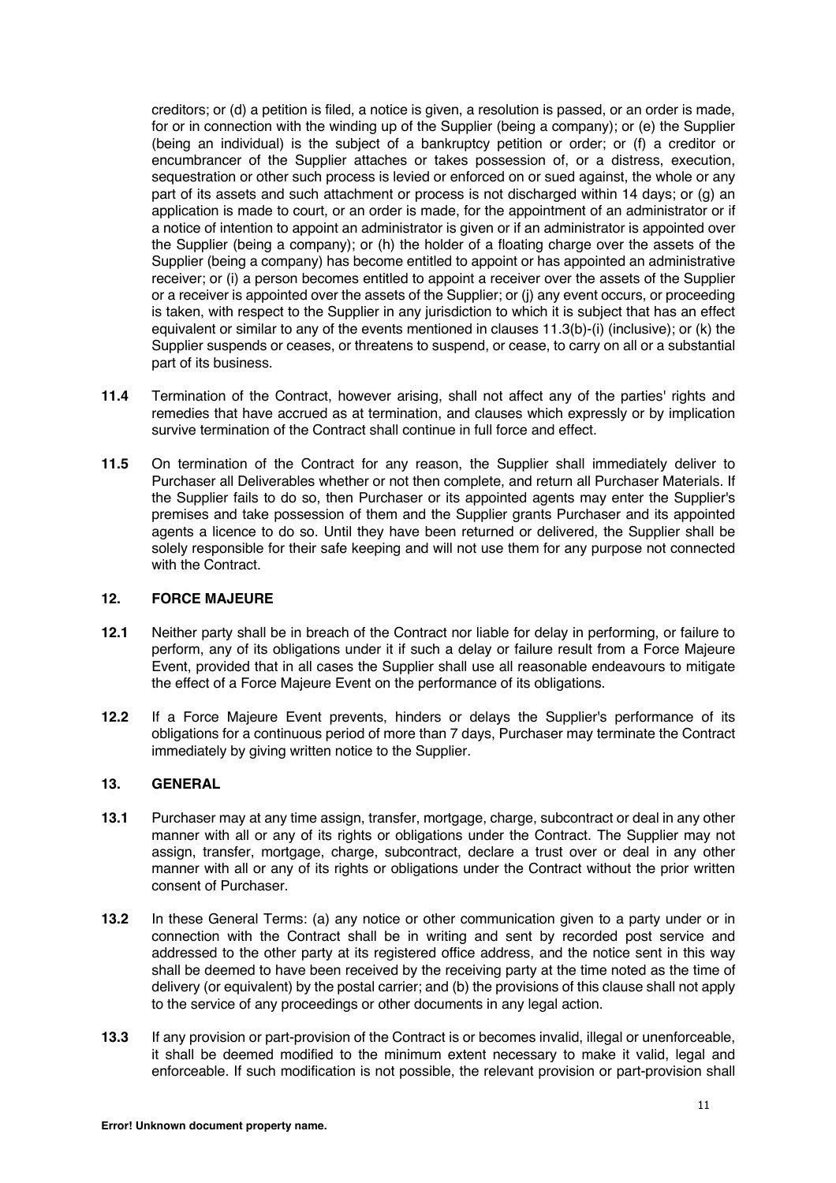creditors; or (d) a petition is filed, a notice is given, a resolution is passed, or an order is made, for or in connection with the winding up of the Supplier (being a company); or (e) the Supplier (being an individual) is the subject of a bankruptcy petition or order; or (f) a creditor or encumbrancer of the Supplier attaches or takes possession of, or a distress, execution, sequestration or other such process is levied or enforced on or sued against, the whole or any part of its assets and such attachment or process is not discharged within 14 days; or (g) an application is made to court, or an order is made, for the appointment of an administrator or if a notice of intention to appoint an administrator is given or if an administrator is appointed over the Supplier (being a company); or (h) the holder of a floating charge over the assets of the Supplier (being a company) has become entitled to appoint or has appointed an administrative receiver; or (i) a person becomes entitled to appoint a receiver over the assets of the Supplier or a receiver is appointed over the assets of the Supplier; or (j) any event occurs, or proceeding is taken, with respect to the Supplier in any jurisdiction to which it is subject that has an effect equivalent or similar to any of the events mentioned in clauses 11.3(b)-(i) (inclusive); or (k) the Supplier suspends or ceases, or threatens to suspend, or cease, to carry on all or a substantial part of its business.

**11.4** Termination of the Contract, however arising, shall not affect any of the parties' rights and remedies that have accrued as at termination, and clauses which expressly or by implication survive termination of the Contract shall continue in full force and effect.

**11.5** On termination of the Contract for any reason, the Supplier shall immediately deliver to Purchaser all Deliverables whether or not then complete, and return all Purchaser Materials. If the Supplier fails to do so, then Purchaser or its appointed agents may enter the Supplier's premises and take possession of them and the Supplier grants Purchaser and its appointed agents a licence to do so. Until they have been returned or delivered, the Supplier shall be solely responsible for their safe keeping and will not use them for any purpose not connected with the Contract.

## 12. FORCE MAJEURE

**12.1** Neither party shall be in breach of the Contract nor liable for delay in performing, or failure to perform, any of its obligations under it if such a delay or failure result from a Force Majeure Event, provided that in all cases the Supplier shall use all reasonable endeavours to mitigate the effect of a Force Majeure Event on the performance of its obligations.

**12.2** If a Force Majeure Event prevents, hinders or delays the Supplier's performance of its obligations for a continuous period of more than 7 days, Purchaser may terminate the Contract immediately by giving written notice to the Supplier.

## 13. GENERAL

**13.1** Purchaser may at any time assign, transfer, mortgage, charge, subcontract or deal in any other manner with all or any of its rights or obligations under the Contract. The Supplier may not assign, transfer, mortgage, charge, subcontract, declare a trust over or deal in any other manner with all or any of its rights or obligations under the Contract without the prior written consent of Purchaser.

**13.2** In these General Terms: (a) any notice or other communication given to a party under or in connection with the Contract shall be in writing and sent by recorded post service and addressed to the other party at its registered office address, and the notice sent in this way shall be deemed to have been received by the receiving party at the time noted as the time of delivery (or equivalent) by the postal carrier; and (b) the provisions of this clause shall not apply to the service of any proceedings or other documents in any legal action.

**13.3** If any provision or part-provision of the Contract is or becomes invalid, illegal or unenforceable, it shall be deemed modified to the minimum extent necessary to make it valid, legal and enforceable. If such modification is not possible, the relevant provision or part-provision shall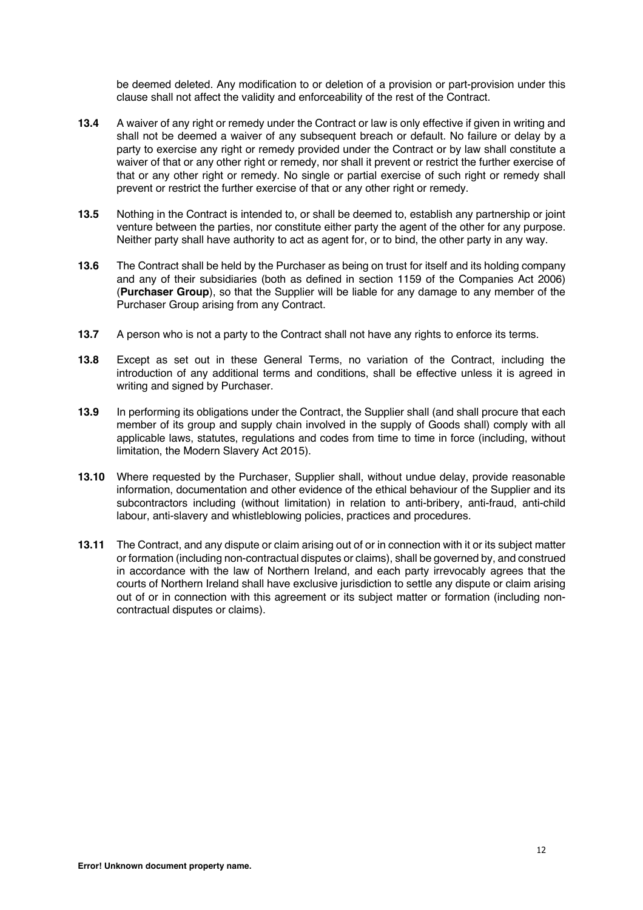be deemed deleted. Any modification to or deletion of a provision or part-provision under this clause shall not affect the validity and enforceability of the rest of the Contract.

**13.4** A waiver of any right or remedy under the Contract or law is only effective if given in writing and shall not be deemed a waiver of any subsequent breach or default. No failure or delay by a party to exercise any right or remedy provided under the Contract or by law shall constitute a waiver of that or any other right or remedy, nor shall it prevent or restrict the further exercise of that or any other right or remedy. No single or partial exercise of such right or remedy shall prevent or restrict the further exercise of that or any other right or remedy.

**13.5** Nothing in the Contract is intended to, or shall be deemed to, establish any partnership or joint venture between the parties, nor constitute either party the agent of the other for any purpose. Neither party shall have authority to act as agent for, or to bind, the other party in any way.

**13.6** The Contract shall be held by the Purchaser as being on trust for itself and its holding company and any of their subsidiaries (both as defined in section 1159 of the Companies Act 2006) (**Purchaser Group**), so that the Supplier will be liable for any damage to any member of the Purchaser Group arising from any Contract.

**13.7** A person who is not a party to the Contract shall not have any rights to enforce its terms.

**13.8** Except as set out in these General Terms, no variation of the Contract, including the introduction of any additional terms and conditions, shall be effective unless it is agreed in writing and signed by Purchaser.

**13.9** In performing its obligations under the Contract, the Supplier shall (and shall procure that each member of its group and supply chain involved in the supply of Goods shall) comply with all applicable laws, statutes, regulations and codes from time to time in force (including, without limitation, the Modern Slavery Act 2015).

**13.10** Where requested by the Purchaser, Supplier shall, without undue delay, provide reasonable information, documentation and other evidence of the ethical behaviour of the Supplier and its subcontractors including (without limitation) in relation to anti-bribery, anti-fraud, anti-child labour, anti-slavery and whistleblowing policies, practices and procedures.

**13.11** The Contract, and any dispute or claim arising out of or in connection with it or its subject matter or formation (including non-contractual disputes or claims), shall be governed by, and construed in accordance with the law of Northern Ireland, and each party irrevocably agrees that the courts of Northern Ireland shall have exclusive jurisdiction to settle any dispute or claim arising out of or in connection with this agreement or its subject matter or formation (including non-contractual disputes or claims).